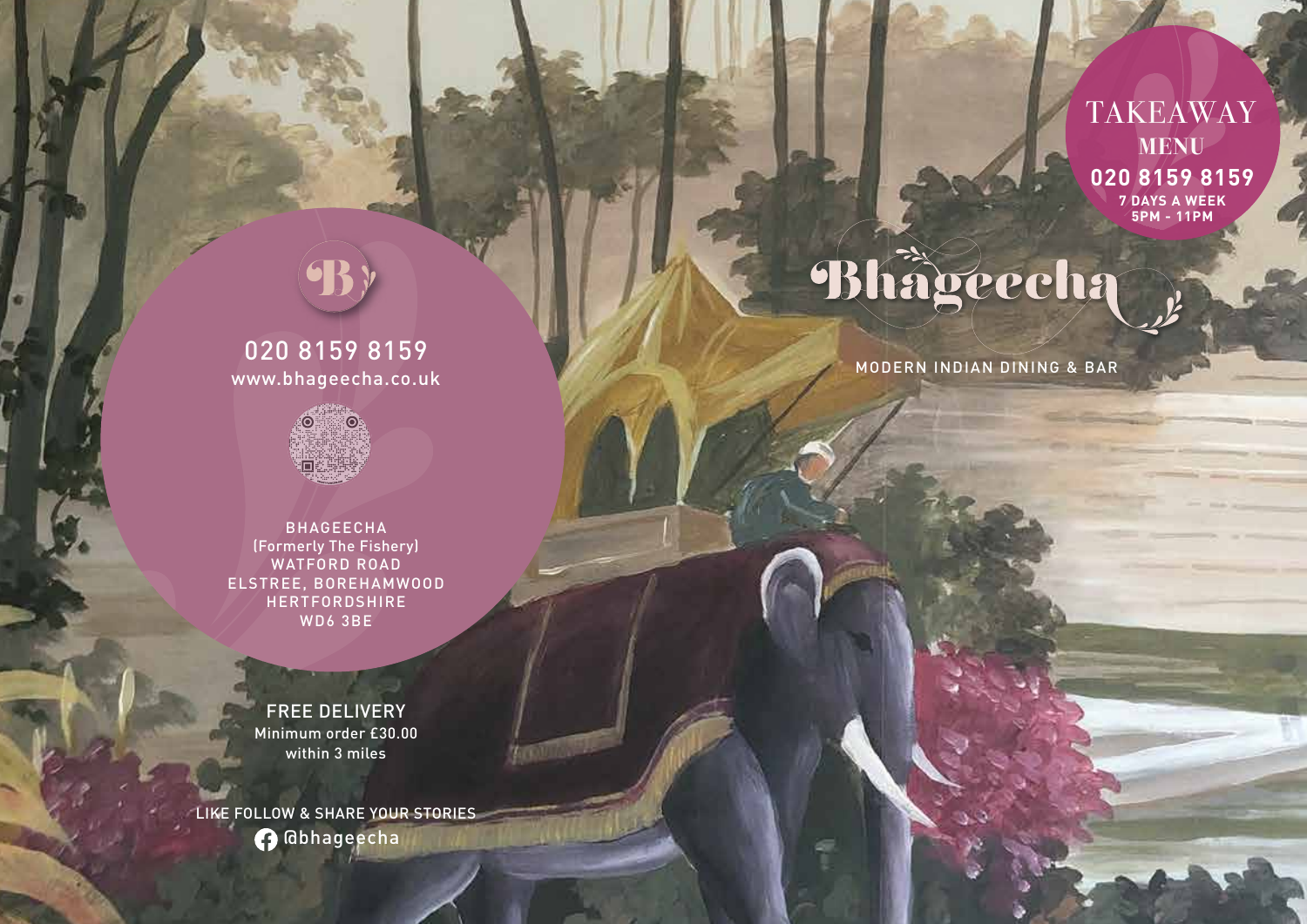# Bhageecha

MODERN INDIAN DINING & BAR

## TAKEAWAY MENU

**020 8159 8159**

**7 DAYS A WEEK**
**5PM - 11PM**

020 8159 8159
www.bhageecha.co.uk

BHAGEECHA
(Formerly The Fishery)
WATFORD ROAD
ELSTREE, BOREHAMWOOD
HERTFORDSHIRE
WD6 3BE

FREE DELIVERY
Minimum order £30.00
within 3 miles

LIKE FOLLOW & SHARE YOUR STORIES
@bhageecha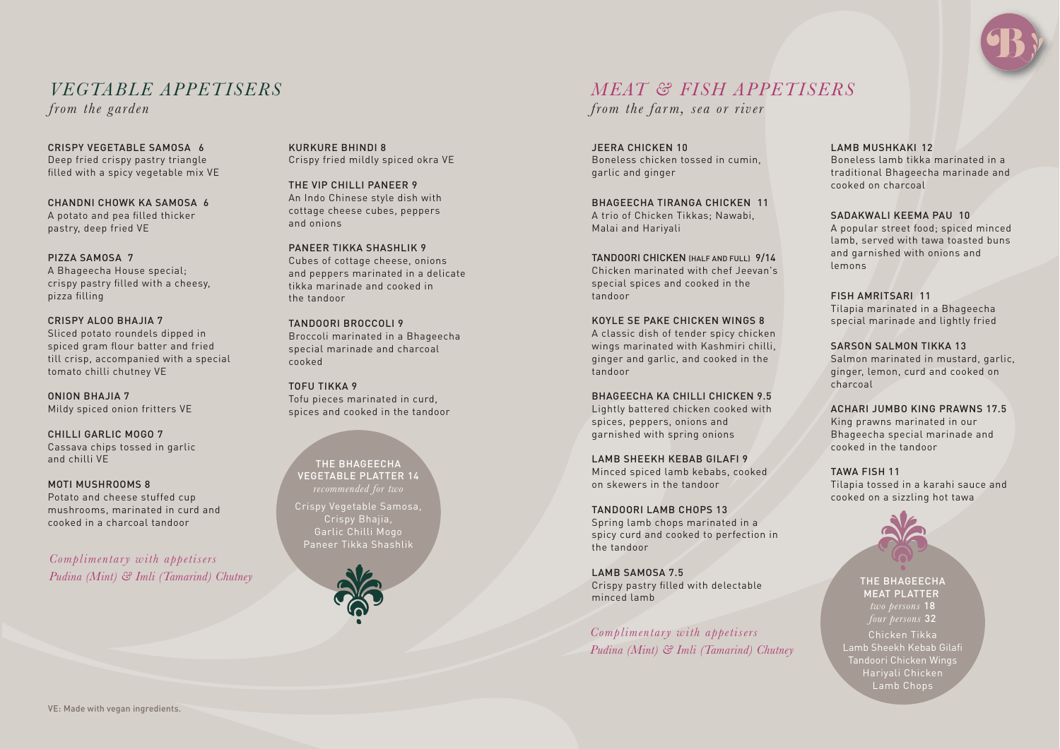## *VEGTABLE APPETISERS*

*from the garden*

**CRISPY VEGETABLE SAMOSA 6**
Deep fried crispy pastry triangle filled with a spicy vegetable mix VE

**CHANDNI CHOWK KA SAMOSA 6**
A potato and pea filled thicker pastry, deep fried VE

**PIZZA SAMOSA 7**
A Bhageecha House special; crispy pastry filled with a cheesy, pizza filling

**CRISPY ALOO BHAJIA 7**
Sliced potato roundels dipped in spiced gram flour batter and fried till crisp, accompanied with a special tomato chilli chutney VE

**ONION BHAJIA 7**
Mildy spiced onion fritters VE

**CHILLI GARLIC MOGO 7**
Cassava chips tossed in garlic and chilli VE

**MOTI MUSHROOMS 8**
Potato and cheese stuffed cup mushrooms, marinated in curd and cooked in a charcoal tandoor

*Complimentary with appetisers*
*Pudina (Mint) & Imli (Tamarind) Chutney*

**KURKURE BHINDI 8**
Crispy fried mildly spiced okra VE

**THE VIP CHILLI PANEER 9**
An Indo Chinese style dish with cottage cheese cubes, peppers and onions

**PANEER TIKKA SHASHLIK 9**
Cubes of cottage cheese, onions and peppers marinated in a delicate tikka marinade and cooked in the tandoor

**TANDOORI BROCCOLI 9**
Broccoli marinated in a Bhageecha special marinade and charcoal cooked

**TOFU TIKKA 9**
Tofu pieces marinated in curd, spices and cooked in the tandoor

**THE BHAGEECHA VEGETABLE PLATTER 14**
*recommended for two*
Crispy Vegetable Samosa,
Crispy Bhajia,
Garlic Chilli Mogo
Paneer Tikka Shashlik

## *MEAT & FISH APPETISERS*

*from the farm, sea or river*

**JEERA CHICKEN 10**
Boneless chicken tossed in cumin, garlic and ginger

**BHAGEECHA TIRANGA CHICKEN 11**
A trio of Chicken Tikkas; Nawabi, Malai and Hariyali

**TANDOORI CHICKEN (HALF AND FULL) 9/14**
Chicken marinated with chef Jeevan's special spices and cooked in the tandoor

**KOYLE SE PAKE CHICKEN WINGS 8**
A classic dish of tender spicy chicken wings marinated with Kashmiri chilli, ginger and garlic, and cooked in the tandoor

**BHAGEECHA KA CHILLI CHICKEN 9.5**
Lightly battered chicken cooked with spices, peppers, onions and garnished with spring onions

**LAMB SHEEKH KEBAB GILAFI 9**
Minced spiced lamb kebabs, cooked on skewers in the tandoor

**TANDOORI LAMB CHOPS 13**
Spring lamb chops marinated in a spicy curd and cooked to perfection in the tandoor

**LAMB SAMOSA 7.5**
Crispy pastry filled with delectable minced lamb

*Complimentary with appetisers*
*Pudina (Mint) & Imli (Tamarind) Chutney*

**LAMB MUSHKAKI 12**
Boneless lamb tikka marinated in a traditional Bhageecha marinade and cooked on charcoal

**SADAKWALI KEEMA PAU 10**
A popular street food; spiced minced lamb, served with tawa toasted buns and garnished with onions and lemons

**FISH AMRITSARI 11**
Tilapia marinated in a Bhageecha special marinade and lightly fried

**SARSON SALMON TIKKA 13**
Salmon marinated in mustard, garlic, ginger, lemon, curd and cooked on charcoal

**ACHARI JUMBO KING PRAWNS 17.5**
King prawns marinated in our Bhageecha special marinade and cooked in the tandoor

**TAWA FISH 11**
Tilapia tossed in a karahi sauce and cooked on a sizzling hot tawa

**THE BHAGEECHA MEAT PLATTER**
*two persons* 18
*four persons* 32
Chicken Tikka
Lamb Sheekh Kebab Gilafi
Tandoori Chicken Wings
Hariyali Chicken
Lamb Chops

VE: Made with vegan ingredients.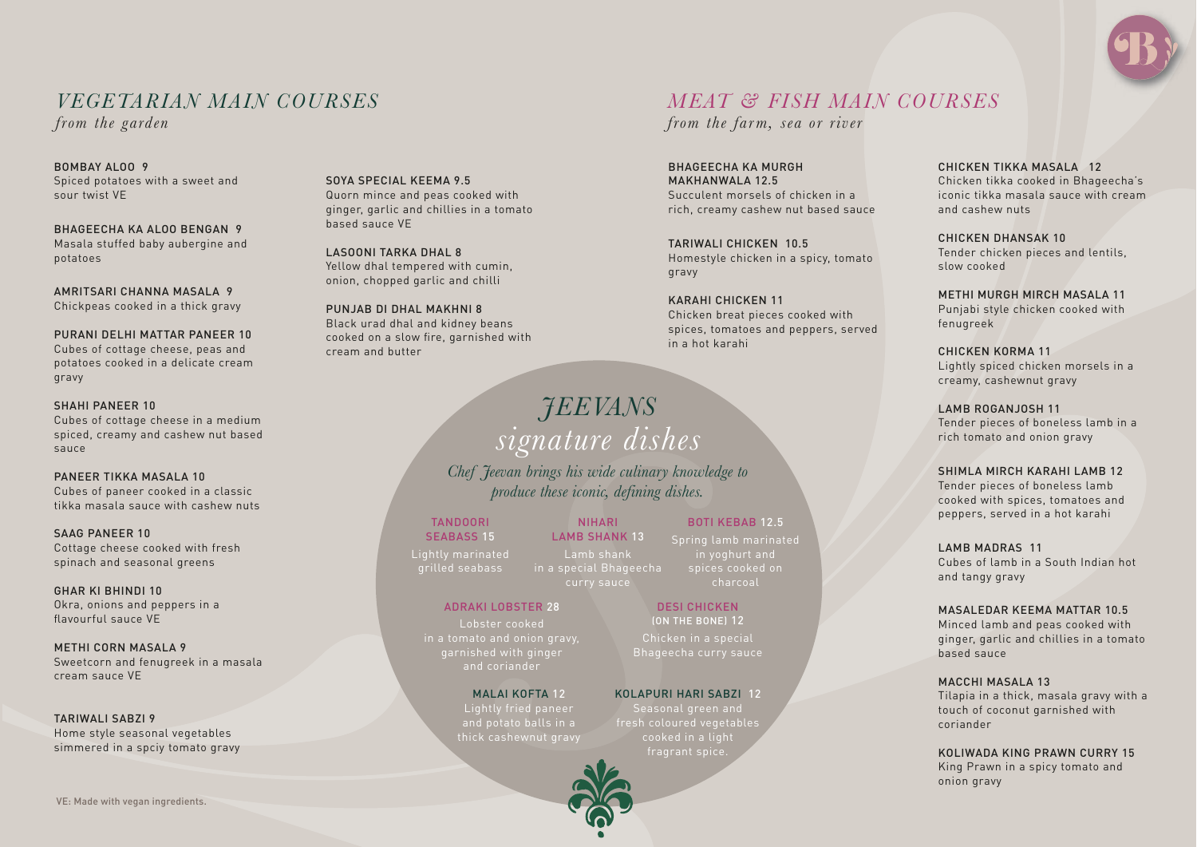## *VEGETARIAN MAIN COURSES*
*from the garden*

BOMBAY ALOO 9
Spiced potatoes with a sweet and sour twist VE

BHAGEECHA KA ALOO BENGAN 9
Masala stuffed baby aubergine and potatoes

AMRITSARI CHANNA MASALA 9
Chickpeas cooked in a thick gravy

PURANI DELHI MATTAR PANEER 10
Cubes of cottage cheese, peas and potatoes cooked in a delicate cream gravy

SHAHI PANEER 10
Cubes of cottage cheese in a medium spiced, creamy and cashew nut based sauce

PANEER TIKKA MASALA 10
Cubes of paneer cooked in a classic tikka masala sauce with cashew nuts

SAAG PANEER 10
Cottage cheese cooked with fresh spinach and seasonal greens

GHAR KI BHINDI 10
Okra, onions and peppers in a flavourful sauce VE

METHI CORN MASALA 9
Sweetcorn and fenugreek in a masala cream sauce VE

TARIWALI SABZI 9
Home style seasonal vegetables simmered in a spciy tomato gravy

SOYA SPECIAL KEEMA 9.5
Quorn mince and peas cooked with ginger, garlic and chillies in a tomato based sauce VE

LASOONI TARKA DHAL 8
Yellow dhal tempered with cumin, onion, chopped garlic and chilli

PUNJAB DI DHAL MAKHNI 8
Black urad dhal and kidney beans cooked on a slow fire, garnished with cream and butter

VE: Made with vegan ingredients.

## *MEAT & FISH MAIN COURSES*
*from the farm, sea or river*

BHAGEECHA KA MURGH MAKHANWALA 12.5
Succulent morsels of chicken in a rich, creamy cashew nut based sauce

TARIWALI CHICKEN 10.5
Homestyle chicken in a spicy, tomato gravy

KARAHI CHICKEN 11
Chicken breat pieces cooked with spices, tomatoes and peppers, served in a hot karahi

CHICKEN TIKKA MASALA 12
Chicken tikka cooked in Bhageecha's iconic tikka masala sauce with cream and cashew nuts

CHICKEN DHANSAK 10
Tender chicken pieces and lentils, slow cooked

METHI MURGH MIRCH MASALA 11
Punjabi style chicken cooked with fenugreek

CHICKEN KORMA 11
Lightly spiced chicken morsels in a creamy, cashewnut gravy

LAMB ROGANJOSH 11
Tender pieces of boneless lamb in a rich tomato and onion gravy

SHIMLA MIRCH KARAHI LAMB 12
Tender pieces of boneless lamb cooked with spices, tomatoes and peppers, served in a hot karahi

LAMB MADRAS 11
Cubes of lamb in a South Indian hot and tangy gravy

MASALEDAR KEEMA MATTAR 10.5
Minced lamb and peas cooked with ginger, garlic and chillies in a tomato based sauce

MACCHI MASALA 13
Tilapia in a thick, masala gravy with a touch of coconut garnished with coriander

KOLIWADA KING PRAWN CURRY 15
King Prawn in a spicy tomato and onion gravy

## *JEEVANS signature dishes*

*Chef Jeevan brings his wide culinary knowledge to produce these iconic, defining dishes.*

TANDOORI SEABASS 15
Lightly marinated grilled seabass

NIHARI LAMB SHANK 13
Lamb shank in a special Bhageecha curry sauce

BOTI KEBAB 12.5
Spring lamb marinated in yoghurt and spices cooked on charcoal

ADRAKI LOBSTER 28
Lobster cooked in a tomato and onion gravy, garnished with ginger and coriander

DESI CHICKEN (ON THE BONE) 12
Chicken in a special Bhageecha curry sauce

MALAI KOFTA 12
Lightly fried paneer and potato balls in a thick cashewnut gravy

KOLAPURI HARI SABZI 12
Seasonal green and fresh coloured vegetables cooked in a light fragrant spice.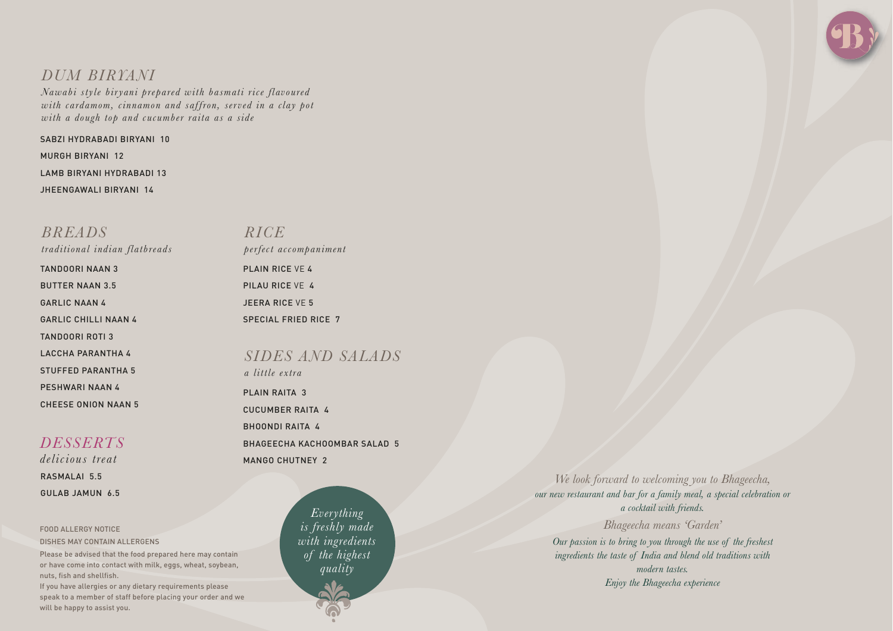## DUM BIRYANI

*Nawabi style biryani prepared with basmati rice flavoured with cardamom, cinnamon and saffron, served in a clay pot with a dough top and cucumber raita as a side*

SABZI HYDRABADI BIRYANI 10

MURGH BIRYANI 12

LAMB BIRYANI HYDRABADI 13

JHEENGAWALI BIRYANI 14

## BREADS

*traditional indian flatbreads*

TANDOORI NAAN 3

BUTTER NAAN 3.5

GARLIC NAAN 4

GARLIC CHILLI NAAN 4

TANDOORI ROTI 3

LACCHA PARANTHA 4

STUFFED PARANTHA 5

PESHWARI NAAN 4

CHEESE ONION NAAN 5

## DESSERTS

*delicious treat*

RASMALAI 5.5

GULAB JAMUN 6.5

FOOD ALLERGY NOTICE

DISHES MAY CONTAIN ALLERGENS

Please be advised that the food prepared here may contain or have come into contact with milk, eggs, wheat, soybean, nuts, fish and shellfish.

If you have allergies or any dietary requirements please speak to a member of staff before placing your order and we will be happy to assist you.

## RICE

*perfect accompaniment*

PLAIN RICE VE 4

PILAU RICE VE 4

JEERA RICE VE 5

SPECIAL FRIED RICE 7

## SIDES AND SALADS

*a little extra*

PLAIN RAITA 3

CUCUMBER RAITA 4

BHOONDI RAITA 4

BHAGEECHA KACHOOMBAR SALAD 5

MANGO CHUTNEY 2

*Everything is freshly made with ingredients of the highest quality*

*We look forward to welcoming you to Bhageecha, our new restaurant and bar for a family meal, a special celebration or a cocktail with friends.*

*Bhageecha means 'Garden'*

*Our passion is to bring to you through the use of the freshest ingredients the taste of India and blend old traditions with modern tastes.*

*Enjoy the Bhageecha experience*